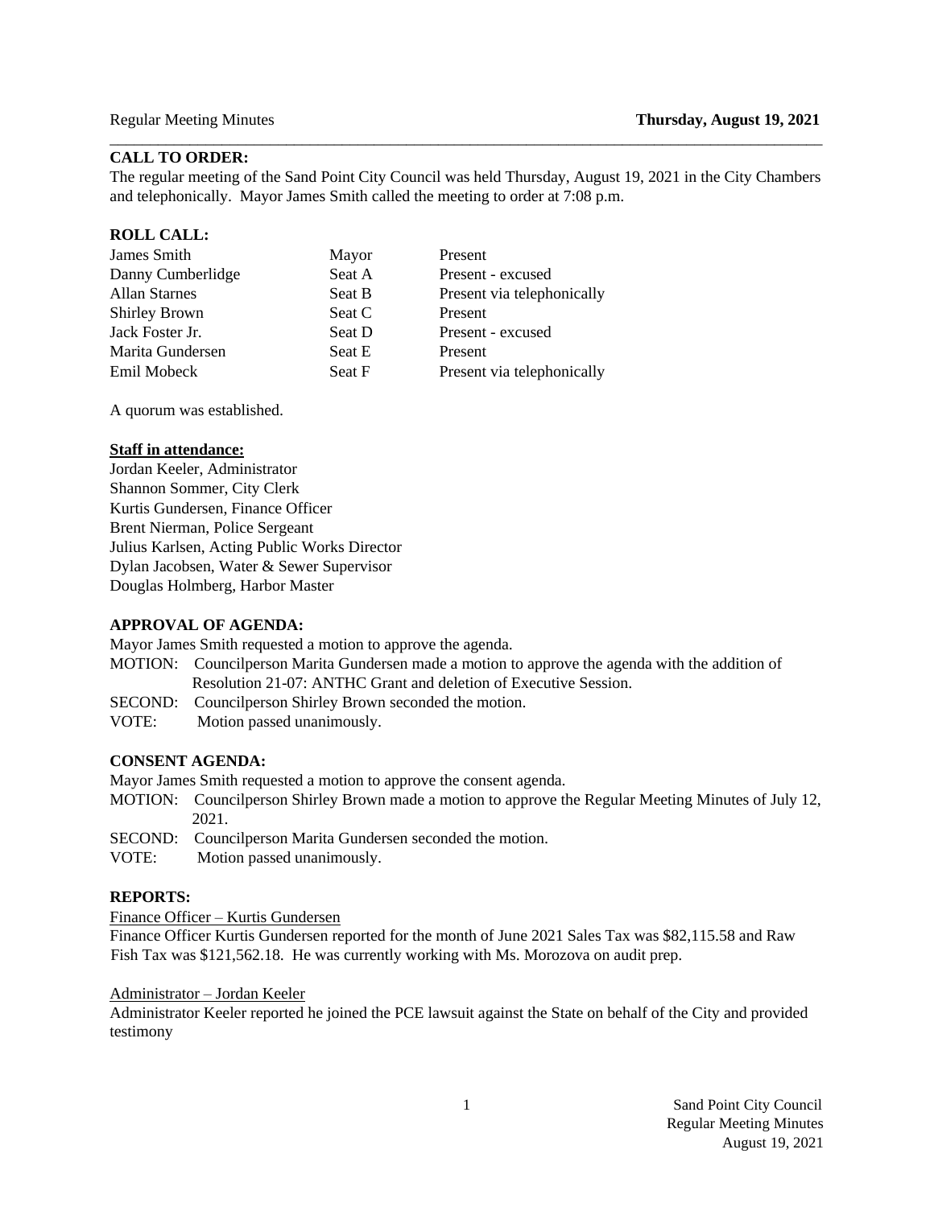Regular Meeting Minutes **Thursday, August 19, 2021**

## CALL TO ORDER:

The regular meeting of the Sand Point City Council was held Thursday, August 19, 2021 in the City Chambers and telephonically. Mayor James Smith called the meeting to order at 7:08 p.m.

## ROLL CALL:

| | | |
|---|---|---|
| James Smith | Mayor | Present |
| Danny Cumberlidge | Seat A | Present - excused |
| Allan Starnes | Seat B | Present via telephonically |
| Shirley Brown | Seat C | Present |
| Jack Foster Jr. | Seat D | Present - excused |
| Marita Gundersen | Seat E | Present |
| Emil Mobeck | Seat F | Present via telephonically |

A quorum was established.

**Staff in attendance:**

Jordan Keeler, Administrator
Shannon Sommer, City Clerk
Kurtis Gundersen, Finance Officer
Brent Nierman, Police Sergeant
Julius Karlsen, Acting Public Works Director
Dylan Jacobsen, Water & Sewer Supervisor
Douglas Holmberg, Harbor Master

## APPROVAL OF AGENDA:

Mayor James Smith requested a motion to approve the agenda.

MOTION: Councilperson Marita Gundersen made a motion to approve the agenda with the addition of Resolution 21-07: ANTHC Grant and deletion of Executive Session.

SECOND: Councilperson Shirley Brown seconded the motion.

VOTE: Motion passed unanimously.

## CONSENT AGENDA:

Mayor James Smith requested a motion to approve the consent agenda.

MOTION: Councilperson Shirley Brown made a motion to approve the Regular Meeting Minutes of July 12, 2021.

SECOND: Councilperson Marita Gundersen seconded the motion.

VOTE: Motion passed unanimously.

## REPORTS:

Finance Officer – Kurtis Gundersen

Finance Officer Kurtis Gundersen reported for the month of June 2021 Sales Tax was $82,115.58 and Raw Fish Tax was $121,562.18. He was currently working with Ms. Morozova on audit prep.

Administrator – Jordan Keeler

Administrator Keeler reported he joined the PCE lawsuit against the State on behalf of the City and provided testimony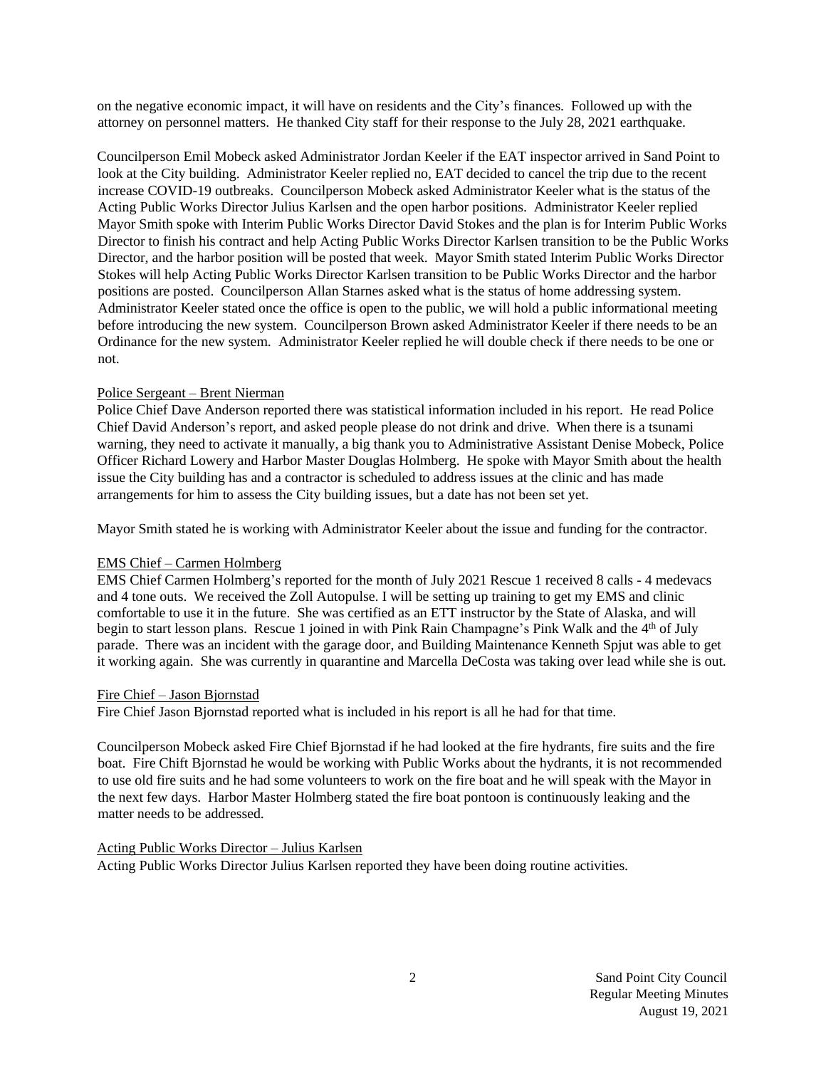on the negative economic impact, it will have on residents and the City's finances. Followed up with the attorney on personnel matters. He thanked City staff for their response to the July 28, 2021 earthquake.

Councilperson Emil Mobeck asked Administrator Jordan Keeler if the EAT inspector arrived in Sand Point to look at the City building. Administrator Keeler replied no, EAT decided to cancel the trip due to the recent increase COVID-19 outbreaks. Councilperson Mobeck asked Administrator Keeler what is the status of the Acting Public Works Director Julius Karlsen and the open harbor positions. Administrator Keeler replied Mayor Smith spoke with Interim Public Works Director David Stokes and the plan is for Interim Public Works Director to finish his contract and help Acting Public Works Director Karlsen transition to be the Public Works Director, and the harbor position will be posted that week. Mayor Smith stated Interim Public Works Director Stokes will help Acting Public Works Director Karlsen transition to be Public Works Director and the harbor positions are posted. Councilperson Allan Starnes asked what is the status of home addressing system. Administrator Keeler stated once the office is open to the public, we will hold a public informational meeting before introducing the new system. Councilperson Brown asked Administrator Keeler if there needs to be an Ordinance for the new system. Administrator Keeler replied he will double check if there needs to be one or not.

Police Sergeant – Brent Nierman

Police Chief Dave Anderson reported there was statistical information included in his report. He read Police Chief David Anderson's report, and asked people please do not drink and drive. When there is a tsunami warning, they need to activate it manually, a big thank you to Administrative Assistant Denise Mobeck, Police Officer Richard Lowery and Harbor Master Douglas Holmberg. He spoke with Mayor Smith about the health issue the City building has and a contractor is scheduled to address issues at the clinic and has made arrangements for him to assess the City building issues, but a date has not been set yet.

Mayor Smith stated he is working with Administrator Keeler about the issue and funding for the contractor.

EMS Chief – Carmen Holmberg

EMS Chief Carmen Holmberg's reported for the month of July 2021 Rescue 1 received 8 calls - 4 medevacs and 4 tone outs. We received the Zoll Autopulse. I will be setting up training to get my EMS and clinic comfortable to use it in the future. She was certified as an ETT instructor by the State of Alaska, and will begin to start lesson plans. Rescue 1 joined in with Pink Rain Champagne's Pink Walk and the 4th of July parade. There was an incident with the garage door, and Building Maintenance Kenneth Spjut was able to get it working again. She was currently in quarantine and Marcella DeCosta was taking over lead while she is out.

Fire Chief – Jason Bjornstad

Fire Chief Jason Bjornstad reported what is included in his report is all he had for that time.

Councilperson Mobeck asked Fire Chief Bjornstad if he had looked at the fire hydrants, fire suits and the fire boat. Fire Chift Bjornstad he would be working with Public Works about the hydrants, it is not recommended to use old fire suits and he had some volunteers to work on the fire boat and he will speak with the Mayor in the next few days. Harbor Master Holmberg stated the fire boat pontoon is continuously leaking and the matter needs to be addressed.

Acting Public Works Director – Julius Karlsen

Acting Public Works Director Julius Karlsen reported they have been doing routine activities.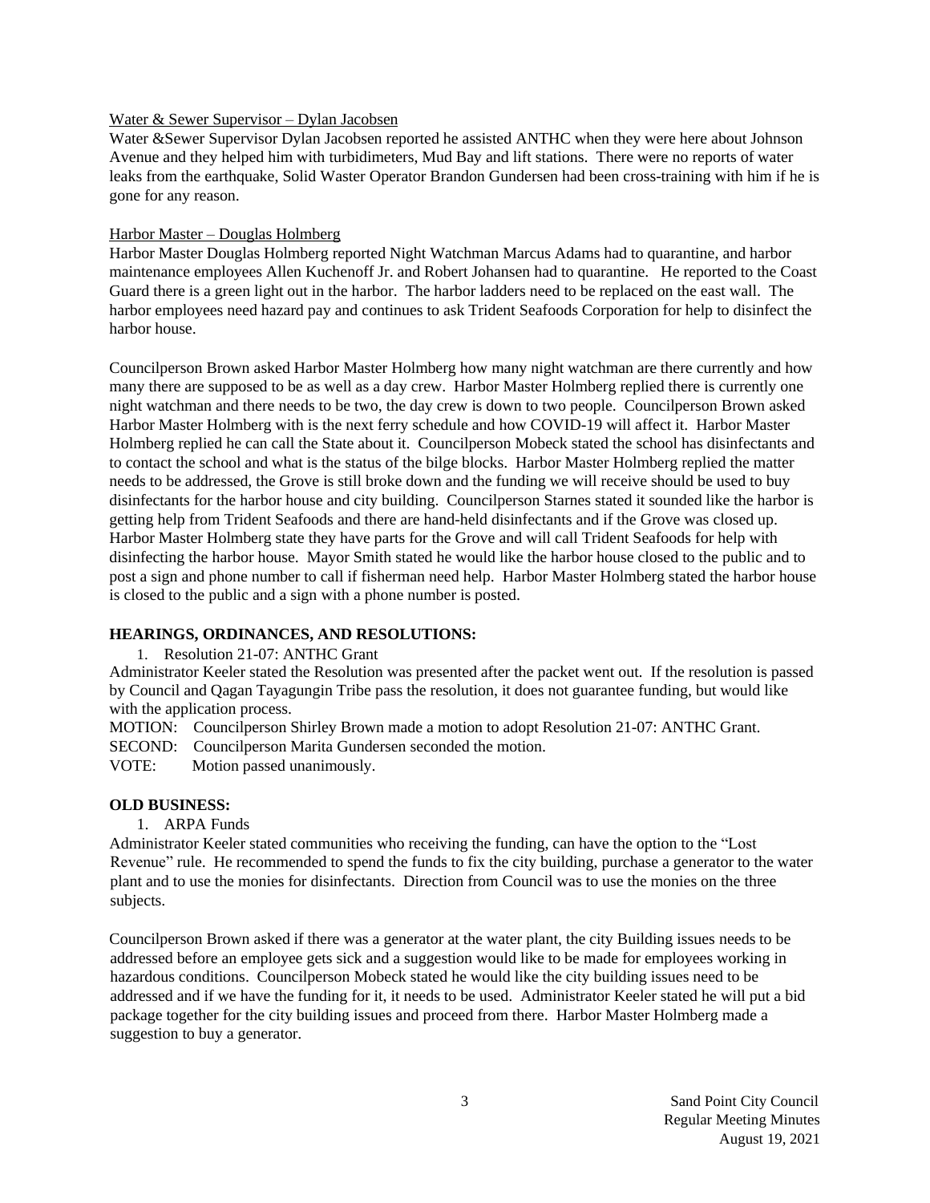Water & Sewer Supervisor – Dylan Jacobsen

Water &Sewer Supervisor Dylan Jacobsen reported he assisted ANTHC when they were here about Johnson Avenue and they helped him with turbidimeters, Mud Bay and lift stations. There were no reports of water leaks from the earthquake, Solid Waster Operator Brandon Gundersen had been cross-training with him if he is gone for any reason.

Harbor Master – Douglas Holmberg

Harbor Master Douglas Holmberg reported Night Watchman Marcus Adams had to quarantine, and harbor maintenance employees Allen Kuchenoff Jr. and Robert Johansen had to quarantine. He reported to the Coast Guard there is a green light out in the harbor. The harbor ladders need to be replaced on the east wall. The harbor employees need hazard pay and continues to ask Trident Seafoods Corporation for help to disinfect the harbor house.

Councilperson Brown asked Harbor Master Holmberg how many night watchman are there currently and how many there are supposed to be as well as a day crew. Harbor Master Holmberg replied there is currently one night watchman and there needs to be two, the day crew is down to two people. Councilperson Brown asked Harbor Master Holmberg with is the next ferry schedule and how COVID-19 will affect it. Harbor Master Holmberg replied he can call the State about it. Councilperson Mobeck stated the school has disinfectants and to contact the school and what is the status of the bilge blocks. Harbor Master Holmberg replied the matter needs to be addressed, the Grove is still broke down and the funding we will receive should be used to buy disinfectants for the harbor house and city building. Councilperson Starnes stated it sounded like the harbor is getting help from Trident Seafoods and there are hand-held disinfectants and if the Grove was closed up. Harbor Master Holmberg state they have parts for the Grove and will call Trident Seafoods for help with disinfecting the harbor house. Mayor Smith stated he would like the harbor house closed to the public and to post a sign and phone number to call if fisherman need help. Harbor Master Holmberg stated the harbor house is closed to the public and a sign with a phone number is posted.

## HEARINGS, ORDINANCES, AND RESOLUTIONS:

1. Resolution 21-07: ANTHC Grant

Administrator Keeler stated the Resolution was presented after the packet went out. If the resolution is passed by Council and Qagan Tayagungin Tribe pass the resolution, it does not guarantee funding, but would like with the application process.

MOTION: Councilperson Shirley Brown made a motion to adopt Resolution 21-07: ANTHC Grant.
SECOND: Councilperson Marita Gundersen seconded the motion.
VOTE: Motion passed unanimously.

## OLD BUSINESS:

1. ARPA Funds

Administrator Keeler stated communities who receiving the funding, can have the option to the "Lost Revenue" rule. He recommended to spend the funds to fix the city building, purchase a generator to the water plant and to use the monies for disinfectants. Direction from Council was to use the monies on the three subjects.

Councilperson Brown asked if there was a generator at the water plant, the city Building issues needs to be addressed before an employee gets sick and a suggestion would like to be made for employees working in hazardous conditions. Councilperson Mobeck stated he would like the city building issues need to be addressed and if we have the funding for it, it needs to be used. Administrator Keeler stated he will put a bid package together for the city building issues and proceed from there. Harbor Master Holmberg made a suggestion to buy a generator.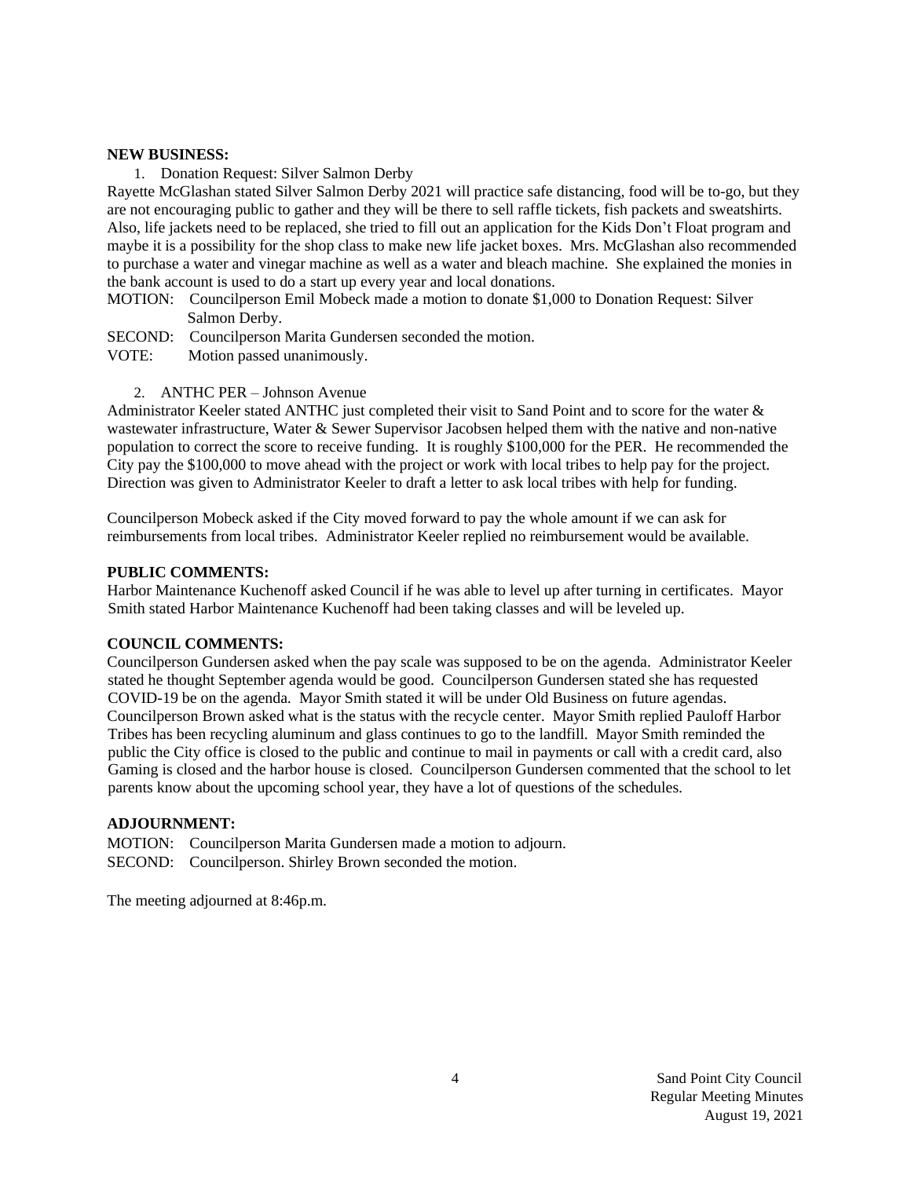**NEW BUSINESS:**

1. Donation Request: Silver Salmon Derby

Rayette McGlashan stated Silver Salmon Derby 2021 will practice safe distancing, food will be to-go, but they are not encouraging public to gather and they will be there to sell raffle tickets, fish packets and sweatshirts. Also, life jackets need to be replaced, she tried to fill out an application for the Kids Don't Float program and maybe it is a possibility for the shop class to make new life jacket boxes. Mrs. McGlashan also recommended to purchase a water and vinegar machine as well as a water and bleach machine. She explained the monies in the bank account is used to do a start up every year and local donations.

MOTION: Councilperson Emil Mobeck made a motion to donate $1,000 to Donation Request: Silver Salmon Derby.
SECOND: Councilperson Marita Gundersen seconded the motion.
VOTE: Motion passed unanimously.

2. ANTHC PER – Johnson Avenue

Administrator Keeler stated ANTHC just completed their visit to Sand Point and to score for the water & wastewater infrastructure, Water & Sewer Supervisor Jacobsen helped them with the native and non-native population to correct the score to receive funding. It is roughly $100,000 for the PER. He recommended the City pay the $100,000 to move ahead with the project or work with local tribes to help pay for the project. Direction was given to Administrator Keeler to draft a letter to ask local tribes with help for funding.

Councilperson Mobeck asked if the City moved forward to pay the whole amount if we can ask for reimbursements from local tribes. Administrator Keeler replied no reimbursement would be available.

**PUBLIC COMMENTS:**

Harbor Maintenance Kuchenoff asked Council if he was able to level up after turning in certificates. Mayor Smith stated Harbor Maintenance Kuchenoff had been taking classes and will be leveled up.

**COUNCIL COMMENTS:**

Councilperson Gundersen asked when the pay scale was supposed to be on the agenda. Administrator Keeler stated he thought September agenda would be good. Councilperson Gundersen stated she has requested COVID-19 be on the agenda. Mayor Smith stated it will be under Old Business on future agendas. Councilperson Brown asked what is the status with the recycle center. Mayor Smith replied Pauloff Harbor Tribes has been recycling aluminum and glass continues to go to the landfill. Mayor Smith reminded the public the City office is closed to the public and continue to mail in payments or call with a credit card, also Gaming is closed and the harbor house is closed. Councilperson Gundersen commented that the school to let parents know about the upcoming school year, they have a lot of questions of the schedules.

**ADJOURNMENT:**

MOTION: Councilperson Marita Gundersen made a motion to adjourn.
SECOND: Councilperson. Shirley Brown seconded the motion.

The meeting adjourned at 8:46p.m.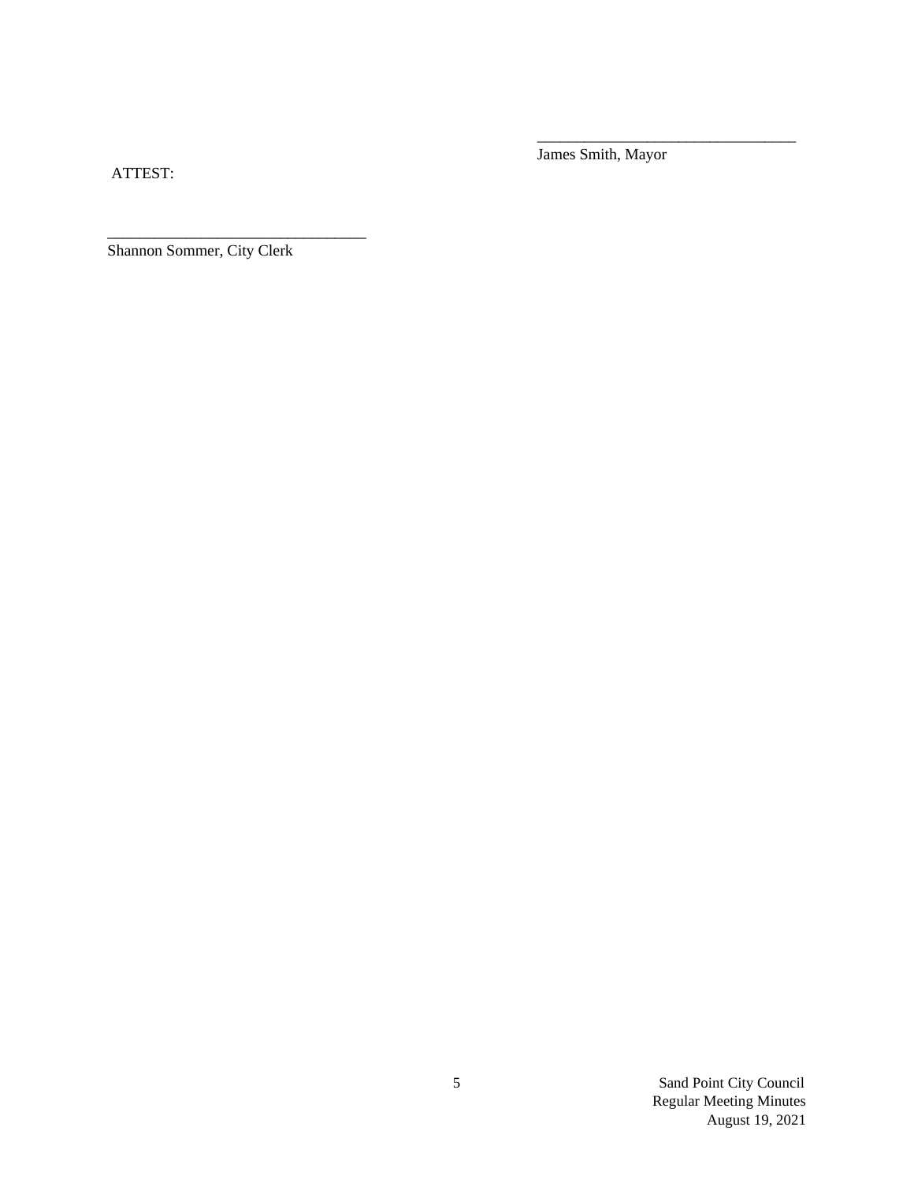\_\_\_\_\_\_\_\_\_\_\_\_\_\_\_\_\_\_\_\_\_\_\_\_\_\_\_\_\_\_\_\_\_
James Smith, Mayor

ATTEST:

\_\_\_\_\_\_\_\_\_\_\_\_\_\_\_\_\_\_\_\_\_\_\_\_\_\_\_\_\_\_\_\_\_
Shannon Sommer, City Clerk